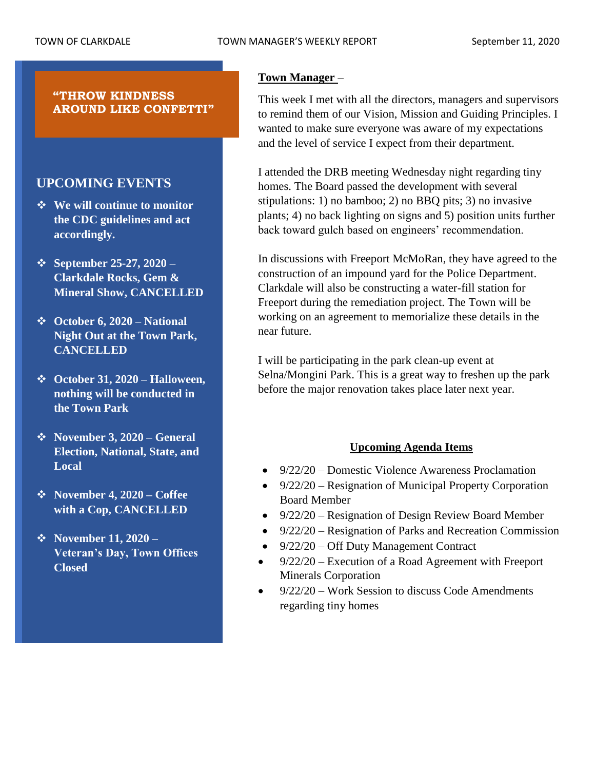**"THROW KINDNESS AROUND LIKE CONFETTI"**

## UPCOMING EVENTS

- **We will continue to monitor the CDC guidelines and act accordingly.**
- **September 25-27, 2020 – Clarkdale Rocks, Gem & Mineral Show, CANCELLED**
- **October 6, 2020 – National Night Out at the Town Park, CANCELLED**
- **October 31, 2020 – Halloween, nothing will be conducted in the Town Park**
- **November 3, 2020 – General Election, National, State, and Local**
- **November 4, 2020 – Coffee with a Cop, CANCELLED**
- **November 11, 2020 – Veteran's Day, Town Offices Closed**

**Town Manager** –

This week I met with all the directors, managers and supervisors to remind them of our Vision, Mission and Guiding Principles. I wanted to make sure everyone was aware of my expectations and the level of service I expect from their department.

I attended the DRB meeting Wednesday night regarding tiny homes. The Board passed the development with several stipulations: 1) no bamboo; 2) no BBQ pits; 3) no invasive plants; 4) no back lighting on signs and 5) position units further back toward gulch based on engineers' recommendation.

In discussions with Freeport McMoRan, they have agreed to the construction of an impound yard for the Police Department. Clarkdale will also be constructing a water-fill station for Freeport during the remediation project. The Town will be working on an agreement to memorialize these details in the near future.

I will be participating in the park clean-up event at Selna/Mongini Park. This is a great way to freshen up the park before the major renovation takes place later next year.

**Upcoming Agenda Items**

- 9/22/20 – Domestic Violence Awareness Proclamation
- 9/22/20 – Resignation of Municipal Property Corporation Board Member
- 9/22/20 – Resignation of Design Review Board Member
- 9/22/20 – Resignation of Parks and Recreation Commission
- 9/22/20 – Off Duty Management Contract
- 9/22/20 – Execution of a Road Agreement with Freeport Minerals Corporation
- 9/22/20 – Work Session to discuss Code Amendments regarding tiny homes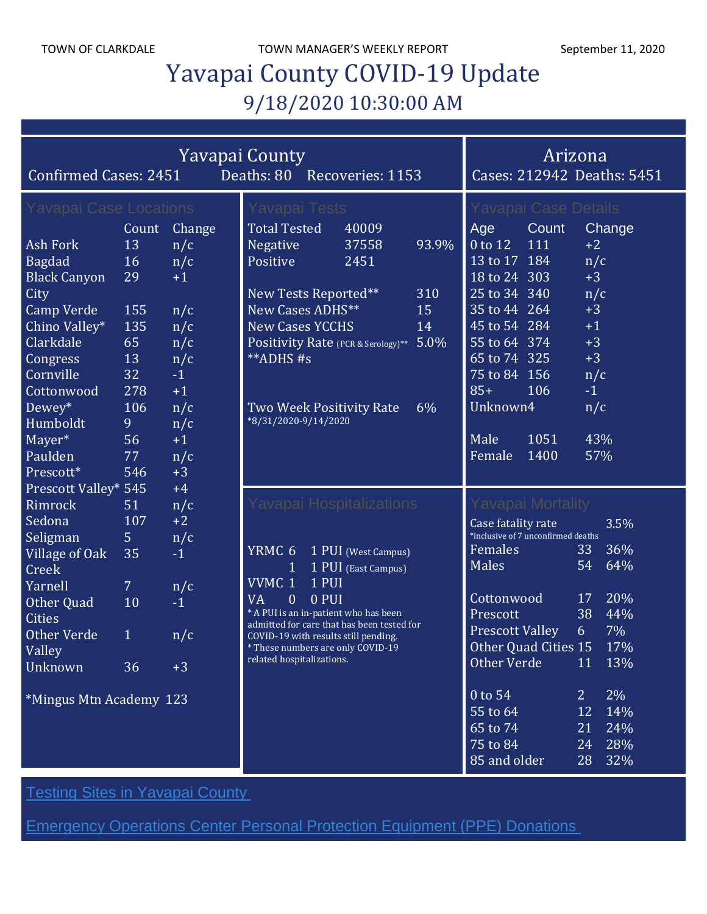# Yavapai County COVID-19 Update

## 9/18/2020 10:30:00 AM

### Yavapai County

Confirmed Cases: 2451 Deaths: 80 Recoveries: 1153

### Arizona

Cases: 212942 Deaths: 5451

### Yavapai Case Locations

| | Count | Change |
|---|---|---|
| Ash Fork | 13 | n/c |
| Bagdad | 16 | n/c |
| Black Canyon City | 29 | +1 |
| Camp Verde | 155 | n/c |
| Chino Valley* | 135 | n/c |
| Clarkdale | 65 | n/c |
| Congress | 13 | n/c |
| Cornville | 32 | -1 |
| Cottonwood | 278 | +1 |
| Dewey* | 106 | n/c |
| Humboldt | 9 | n/c |
| Mayer* | 56 | +1 |
| Paulden | 77 | n/c |
| Prescott* | 546 | +3 |
| Prescott Valley* | 545 | +4 |
| Rimrock | 51 | n/c |
| Sedona | 107 | +2 |
| Seligman | 5 | n/c |
| Village of Oak Creek | 35 | -1 |
| Yarnell | 7 | n/c |
| Other Quad Cities | 10 | -1 |
| Other Verde Valley | 1 | n/c |
| Unknown | 36 | +3 |

*Mingus Mtn Academy 123

### Yavapai Tests

| | | |
|---|---|---|
| Total Tested | 40009 | |
| Negative | 37558 | 93.9% |
| Positive | 2451 | |

| | |
|---|---|
| New Tests Reported** | 310 |
| New Cases ADHS** | 15 |
| New Cases YCCHS | 14 |
| Positivity Rate (PCR & Serology)** | 5.0% |

**ADHS #s

Two Week Positivity Rate 6%
*8/31/2020-9/14/2020

### Yavapai Case Details

| Age | Count | Change |
|---|---|---|
| 0 to 12 | 111 | +2 |
| 13 to 17 | 184 | n/c |
| 18 to 24 | 303 | +3 |
| 25 to 34 | 340 | n/c |
| 35 to 44 | 264 | +3 |
| 45 to 54 | 284 | +1 |
| 55 to 64 | 374 | +3 |
| 65 to 74 | 325 | +3 |
| 75 to 84 | 156 | n/c |
| 85+ | 106 | -1 |
| Unknown | 4 | n/c |

| | | |
|---|---|---|
| Male | 1051 | 43% |
| Female | 1400 | 57% |

### Yavapai Hospitalizations

| | | |
|---|---|---|
| YRMC | 6 | 1 PUI (West Campus) |
| | 1 | 1 PUI (East Campus) |
| VVMC | 1 | 1 PUI |
| VA | 0 | 0 PUI |

* A PUI is an in-patient who has been admitted for care that has been tested for COVID-19 with results still pending.
* These numbers are only COVID-19 related hospitalizations.

### Yavapai Mortality

Case fatality rate 3.5%
*inclusive of 7 unconfirmed deaths

| | | |
|---|---|---|
| Females | 33 | 36% |
| Males | 54 | 64% |

| | | |
|---|---|---|
| Cottonwood | 17 | 20% |
| Prescott | 38 | 44% |
| Prescott Valley | 6 | 7% |
| Other Quad Cities | 15 | 17% |
| Other Verde | 11 | 13% |

| | | |
|---|---|---|
| 0 to 54 | 2 | 2% |
| 55 to 64 | 12 | 14% |
| 65 to 74 | 21 | 24% |
| 75 to 84 | 24 | 28% |
| 85 and older | 28 | 32% |

[Testing Sites in Yavapai County]

[Emergency Operations Center Personal Protection Equipment (PPE) Donations]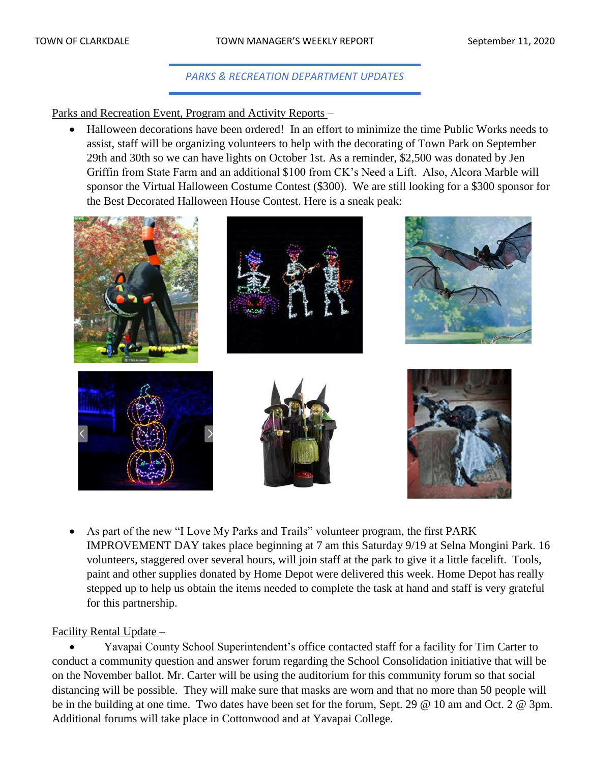## *PARKS & RECREATION DEPARTMENT UPDATES*

Parks and Recreation Event, Program and Activity Reports –

- Halloween decorations have been ordered! In an effort to minimize the time Public Works needs to assist, staff will be organizing volunteers to help with the decorating of Town Park on September 29th and 30th so we can have lights on October 1st. As a reminder, $2,500 was donated by Jen Griffin from State Farm and an additional $100 from CK's Need a Lift. Also, Alcora Marble will sponsor the Virtual Halloween Costume Contest ($300). We are still looking for a $300 sponsor for the Best Decorated Halloween House Contest. Here is a sneak peak:

- As part of the new "I Love My Parks and Trails" volunteer program, the first PARK IMPROVEMENT DAY takes place beginning at 7 am this Saturday 9/19 at Selna Mongini Park. 16 volunteers, staggered over several hours, will join staff at the park to give it a little facelift. Tools, paint and other supplies donated by Home Depot were delivered this week. Home Depot has really stepped up to help us obtain the items needed to complete the task at hand and staff is very grateful for this partnership.

Facility Rental Update –

- Yavapai County School Superintendent's office contacted staff for a facility for Tim Carter to conduct a community question and answer forum regarding the School Consolidation initiative that will be on the November ballot. Mr. Carter will be using the auditorium for this community forum so that social distancing will be possible. They will make sure that masks are worn and that no more than 50 people will be in the building at one time. Two dates have been set for the forum, Sept. 29 @ 10 am and Oct. 2 @ 3pm. Additional forums will take place in Cottonwood and at Yavapai College.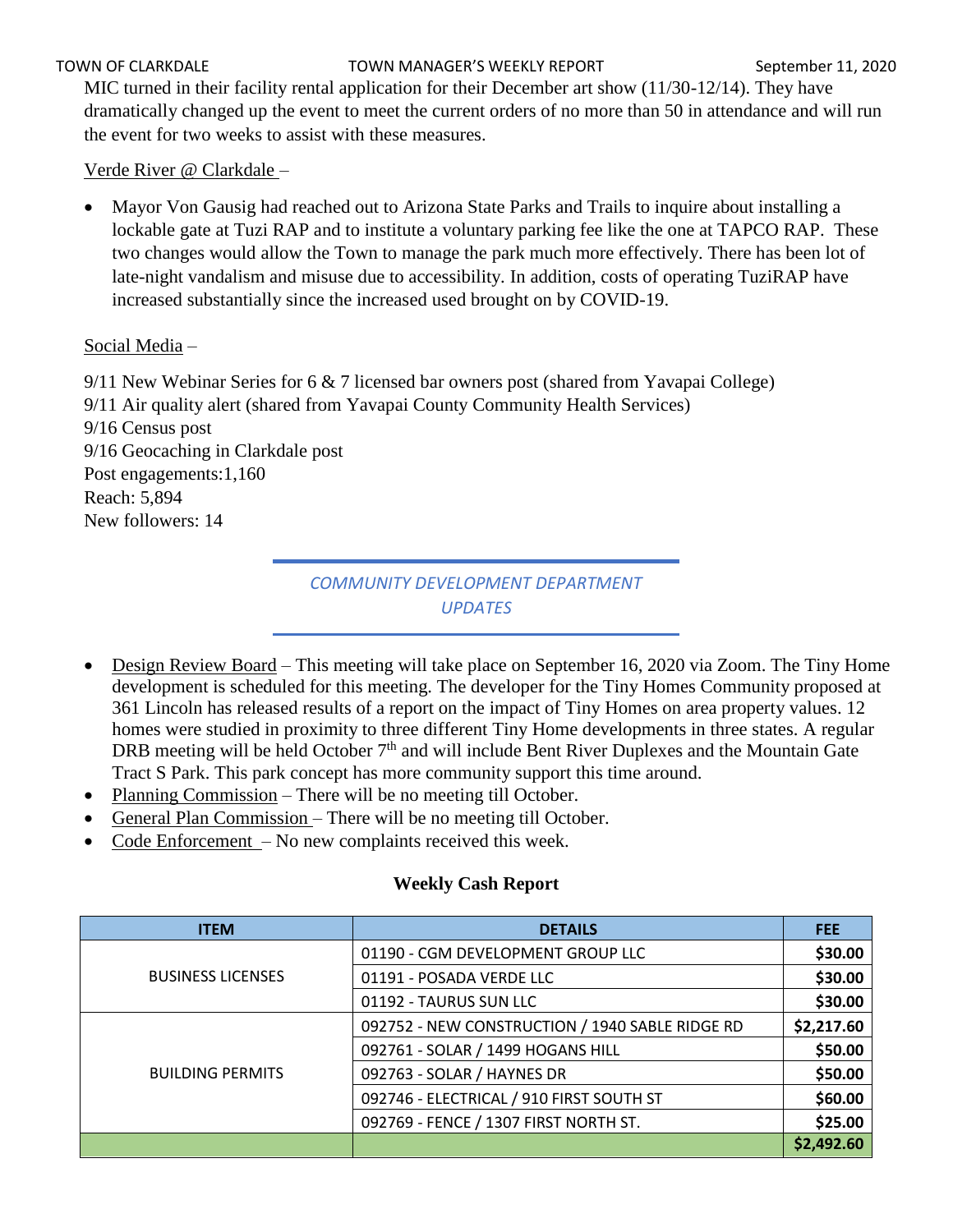MIC turned in their facility rental application for their December art show (11/30-12/14). They have dramatically changed up the event to meet the current orders of no more than 50 in attendance and will run the event for two weeks to assist with these measures.

Verde River @ Clarkdale –

- Mayor Von Gausig had reached out to Arizona State Parks and Trails to inquire about installing a lockable gate at Tuzi RAP and to institute a voluntary parking fee like the one at TAPCO RAP. These two changes would allow the Town to manage the park much more effectively. There has been lot of late-night vandalism and misuse due to accessibility. In addition, costs of operating TuziRAP have increased substantially since the increased used brought on by COVID-19.

Social Media –

9/11 New Webinar Series for 6 & 7 licensed bar owners post (shared from Yavapai College)
9/11 Air quality alert (shared from Yavapai County Community Health Services)
9/16 Census post
9/16 Geocaching in Clarkdale post
Post engagements:1,160
Reach: 5,894
New followers: 14

## *COMMUNITY DEVELOPMENT DEPARTMENT UPDATES*

- Design Review Board – This meeting will take place on September 16, 2020 via Zoom. The Tiny Home development is scheduled for this meeting. The developer for the Tiny Homes Community proposed at 361 Lincoln has released results of a report on the impact of Tiny Homes on area property values. 12 homes were studied in proximity to three different Tiny Home developments in three states. A regular DRB meeting will be held October 7th and will include Bent River Duplexes and the Mountain Gate Tract S Park. This park concept has more community support this time around.
- Planning Commission – There will be no meeting till October.
- General Plan Commission – There will be no meeting till October.
- Code Enforcement – No new complaints received this week.

**Weekly Cash Report**

| ITEM | DETAILS | FEE |
|---|---|---|
| BUSINESS LICENSES | 01190 - CGM DEVELOPMENT GROUP LLC | **$30.00** |
| | 01191 - POSADA VERDE LLC | **$30.00** |
| | 01192 - TAURUS SUN LLC | **$30.00** |
| BUILDING PERMITS | 092752 - NEW CONSTRUCTION / 1940 SABLE RIDGE RD | **$2,217.60** |
| | 092761 - SOLAR / 1499 HOGANS HILL | **$50.00** |
| | 092763 - SOLAR / HAYNES DR | **$50.00** |
| | 092746 - ELECTRICAL / 910 FIRST SOUTH ST | **$60.00** |
| | 092769 - FENCE / 1307 FIRST NORTH ST. | **$25.00** |
| | | **$2,492.60** |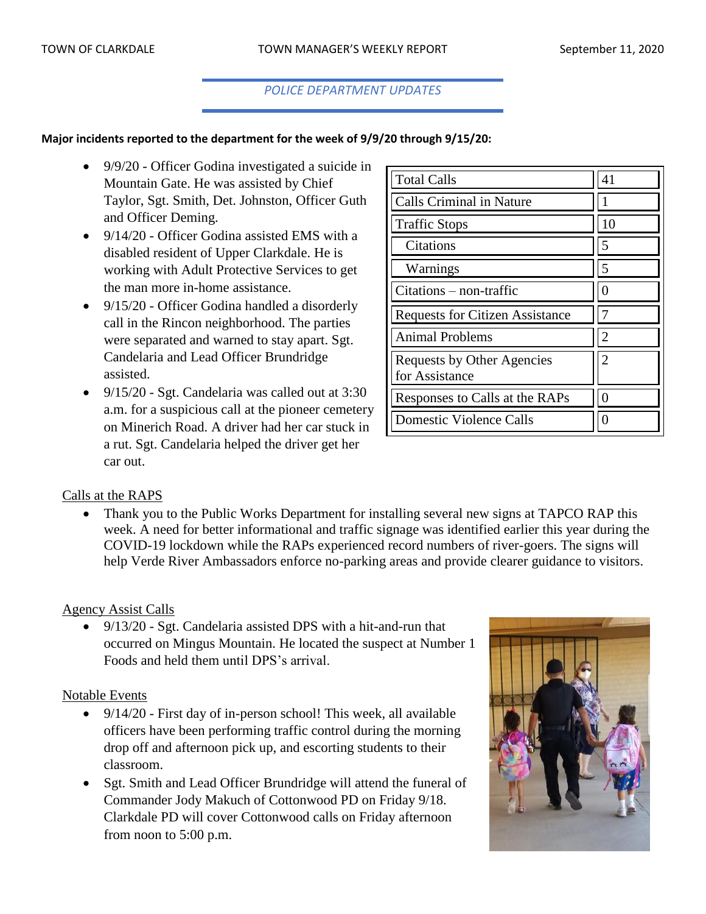## POLICE DEPARTMENT UPDATES

**Major incidents reported to the department for the week of 9/9/20 through 9/15/20:**

- 9/9/20 - Officer Godina investigated a suicide in Mountain Gate. He was assisted by Chief Taylor, Sgt. Smith, Det. Johnston, Officer Guth and Officer Deming.
- 9/14/20 - Officer Godina assisted EMS with a disabled resident of Upper Clarkdale. He is working with Adult Protective Services to get the man more in-home assistance.
- 9/15/20 - Officer Godina handled a disorderly call in the Rincon neighborhood. The parties were separated and warned to stay apart. Sgt. Candelaria and Lead Officer Brundridge assisted.
- 9/15/20 - Sgt. Candelaria was called out at 3:30 a.m. for a suspicious call at the pioneer cemetery on Minerich Road. A driver had her car stuck in a rut. Sgt. Candelaria helped the driver get her car out.

| | |
|---|---|
| Total Calls | 41 |
| Calls Criminal in Nature | 1 |
| Traffic Stops | 10 |
| Citations | 5 |
| Warnings | 5 |
| Citations – non-traffic | 0 |
| Requests for Citizen Assistance | 7 |
| Animal Problems | 2 |
| Requests by Other Agencies for Assistance | 2 |
| Responses to Calls at the RAPs | 0 |
| Domestic Violence Calls | 0 |

Calls at the RAPS

- Thank you to the Public Works Department for installing several new signs at TAPCO RAP this week. A need for better informational and traffic signage was identified earlier this year during the COVID-19 lockdown while the RAPs experienced record numbers of river-goers. The signs will help Verde River Ambassadors enforce no-parking areas and provide clearer guidance to visitors.

Agency Assist Calls

- 9/13/20 - Sgt. Candelaria assisted DPS with a hit-and-run that occurred on Mingus Mountain. He located the suspect at Number 1 Foods and held them until DPS's arrival.

Notable Events

- 9/14/20 - First day of in-person school! This week, all available officers have been performing traffic control during the morning drop off and afternoon pick up, and escorting students to their classroom.
- Sgt. Smith and Lead Officer Brundridge will attend the funeral of Commander Jody Makuch of Cottonwood PD on Friday 9/18. Clarkdale PD will cover Cottonwood calls on Friday afternoon from noon to 5:00 p.m.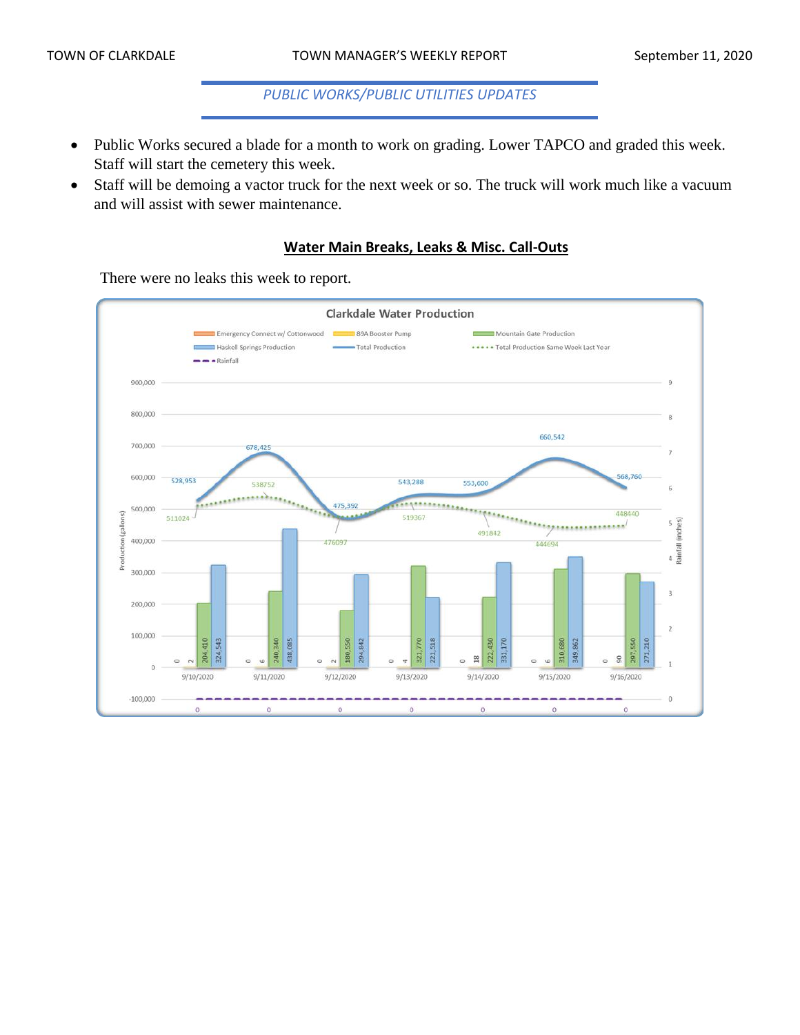## PUBLIC WORKS/PUBLIC UTILITIES UPDATES

- Public Works secured a blade for a month to work on grading. Lower TAPCO and graded this week. Staff will start the cemetery this week.
- Staff will be demoing a vactor truck for the next week or so. The truck will work much like a vacuum and will assist with sewer maintenance.

### Water Main Breaks, Leaks & Misc. Call-Outs

There were no leaks this week to report.

Clarkdale Water Production

Emergency Connect w/ Cottonwood
89A Booster Pump
Mountain Gate Production
Haskell Springs Production
Total Production
Total Production Same Week Last Year
Rainfall

Production (gallons)
900,000
800,000
700,000
600,000
500,000
400,000
300,000
200,000
100,000
0
-100,000

Rainfall (inches)
9
8
7
6
5
4
3
2
1
0

528,953
678,425
475,392
543,288
553,600
660,542
568,760

511024
538752
476097
519367
491842
444694
448440

9/10/2020: 0, 2, 204,410, 324,543
9/11/2020: 0, 6, 240,340, 438,085
9/12/2020: 0, 2, 180,550, 294,842
9/13/2020: 0, 4, 321,770, 221,518
9/14/2020: 0, 18, 222,430, 331,170
9/15/2020: 0, 6, 310,680, 349,862
9/16/2020: 0, 90, 297,550, 271,210

0
0
0
0
0
0
0